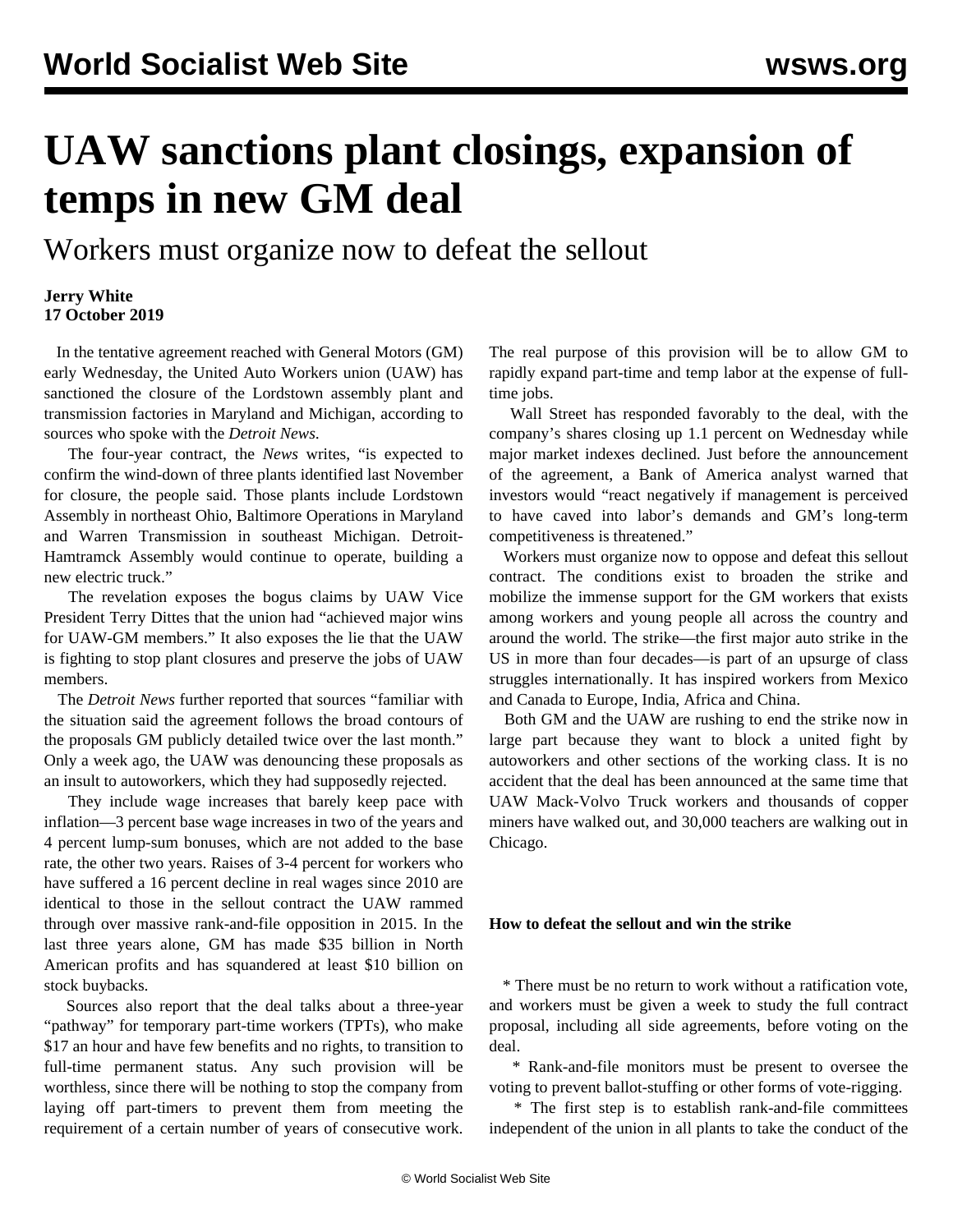# UAW sanctions plant closings, expansion of temps in new GM deal

## Workers must organize now to defeat the sellout

**Jerry White**
**17 October 2019**

In the tentative agreement reached with General Motors (GM) early Wednesday, the United Auto Workers union (UAW) has sanctioned the closure of the Lordstown assembly plant and transmission factories in Maryland and Michigan, according to sources who spoke with the *Detroit News*.

The four-year contract, the *News* writes, "is expected to confirm the wind-down of three plants identified last November for closure, the people said. Those plants include Lordstown Assembly in northeast Ohio, Baltimore Operations in Maryland and Warren Transmission in southeast Michigan. Detroit-Hamtramck Assembly would continue to operate, building a new electric truck."

The revelation exposes the bogus claims by UAW Vice President Terry Dittes that the union had "achieved major wins for UAW-GM members." It also exposes the lie that the UAW is fighting to stop plant closures and preserve the jobs of UAW members.

The *Detroit News* further reported that sources "familiar with the situation said the agreement follows the broad contours of the proposals GM publicly detailed twice over the last month." Only a week ago, the UAW was denouncing these proposals as an insult to autoworkers, which they had supposedly rejected.

They include wage increases that barely keep pace with inflation—3 percent base wage increases in two of the years and 4 percent lump-sum bonuses, which are not added to the base rate, the other two years. Raises of 3-4 percent for workers who have suffered a 16 percent decline in real wages since 2010 are identical to those in the sellout contract the UAW rammed through over massive rank-and-file opposition in 2015. In the last three years alone, GM has made $35 billion in North American profits and has squandered at least $10 billion on stock buybacks.

Sources also report that the deal talks about a three-year "pathway" for temporary part-time workers (TPTs), who make $17 an hour and have few benefits and no rights, to transition to full-time permanent status. Any such provision will be worthless, since there will be nothing to stop the company from laying off part-timers to prevent them from meeting the requirement of a certain number of years of consecutive work. The real purpose of this provision will be to allow GM to rapidly expand part-time and temp labor at the expense of full-time jobs.

Wall Street has responded favorably to the deal, with the company's shares closing up 1.1 percent on Wednesday while major market indexes declined. Just before the announcement of the agreement, a Bank of America analyst warned that investors would "react negatively if management is perceived to have caved into labor's demands and GM's long-term competitiveness is threatened."

Workers must organize now to oppose and defeat this sellout contract. The conditions exist to broaden the strike and mobilize the immense support for the GM workers that exists among workers and young people all across the country and around the world. The strike—the first major auto strike in the US in more than four decades—is part of an upsurge of class struggles internationally. It has inspired workers from Mexico and Canada to Europe, India, Africa and China.

Both GM and the UAW are rushing to end the strike now in large part because they want to block a united fight by autoworkers and other sections of the working class. It is no accident that the deal has been announced at the same time that UAW Mack-Volvo Truck workers and thousands of copper miners have walked out, and 30,000 teachers are walking out in Chicago.

**How to defeat the sellout and win the strike**

* There must be no return to work without a ratification vote, and workers must be given a week to study the full contract proposal, including all side agreements, before voting on the deal.

* Rank-and-file monitors must be present to oversee the voting to prevent ballot-stuffing or other forms of vote-rigging.

* The first step is to establish rank-and-file committees independent of the union in all plants to take the conduct of the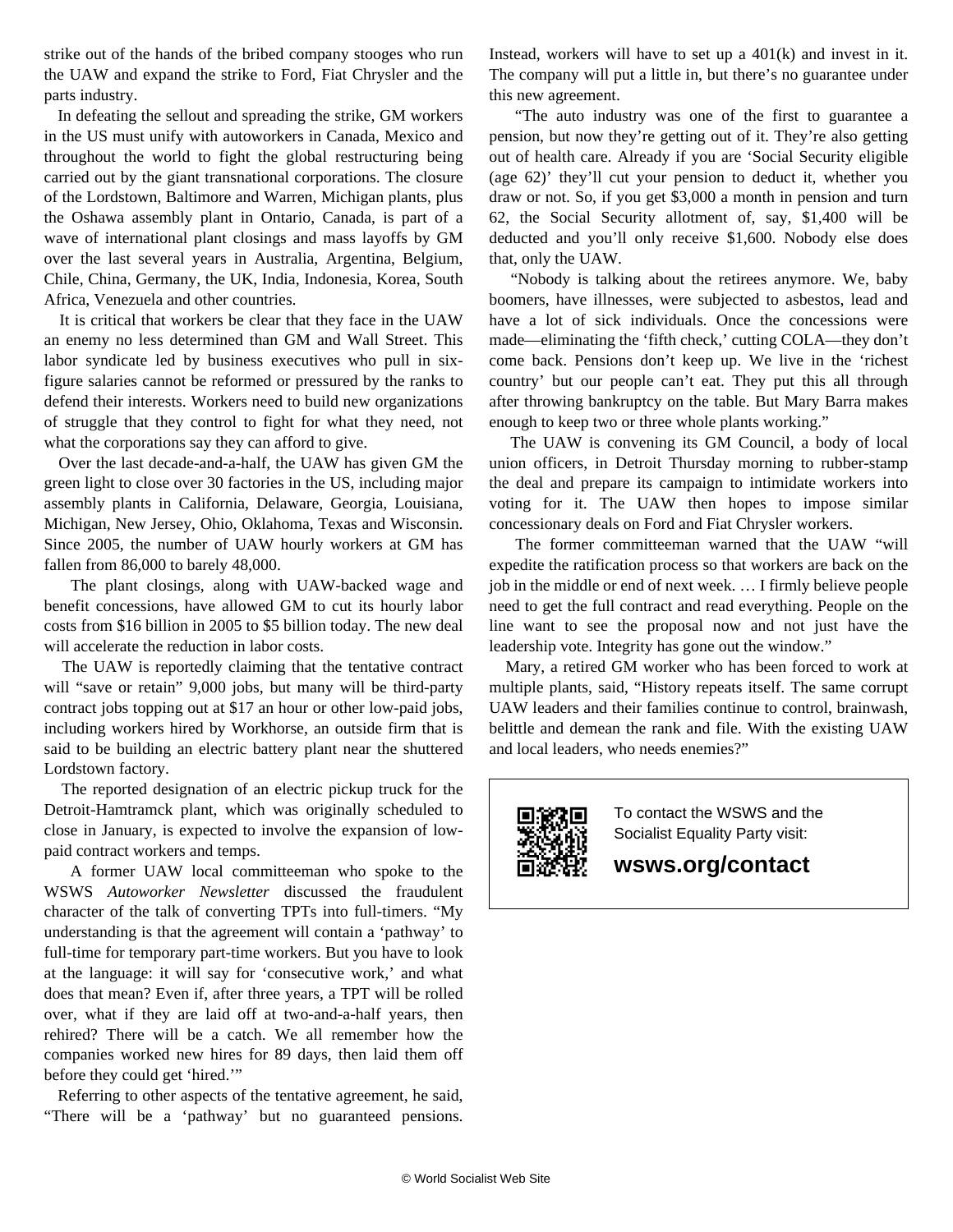strike out of the hands of the bribed company stooges who run the UAW and expand the strike to Ford, Fiat Chrysler and the parts industry.

In defeating the sellout and spreading the strike, GM workers in the US must unify with autoworkers in Canada, Mexico and throughout the world to fight the global restructuring being carried out by the giant transnational corporations. The closure of the Lordstown, Baltimore and Warren, Michigan plants, plus the Oshawa assembly plant in Ontario, Canada, is part of a wave of international plant closings and mass layoffs by GM over the last several years in Australia, Argentina, Belgium, Chile, China, Germany, the UK, India, Indonesia, Korea, South Africa, Venezuela and other countries.

It is critical that workers be clear that they face in the UAW an enemy no less determined than GM and Wall Street. This labor syndicate led by business executives who pull in six-figure salaries cannot be reformed or pressured by the ranks to defend their interests. Workers need to build new organizations of struggle that they control to fight for what they need, not what the corporations say they can afford to give.

Over the last decade-and-a-half, the UAW has given GM the green light to close over 30 factories in the US, including major assembly plants in California, Delaware, Georgia, Louisiana, Michigan, New Jersey, Ohio, Oklahoma, Texas and Wisconsin. Since 2005, the number of UAW hourly workers at GM has fallen from 86,000 to barely 48,000.

The plant closings, along with UAW-backed wage and benefit concessions, have allowed GM to cut its hourly labor costs from $16 billion in 2005 to $5 billion today. The new deal will accelerate the reduction in labor costs.

The UAW is reportedly claiming that the tentative contract will "save or retain" 9,000 jobs, but many will be third-party contract jobs topping out at $17 an hour or other low-paid jobs, including workers hired by Workhorse, an outside firm that is said to be building an electric battery plant near the shuttered Lordstown factory.

The reported designation of an electric pickup truck for the Detroit-Hamtramck plant, which was originally scheduled to close in January, is expected to involve the expansion of low-paid contract workers and temps.

A former UAW local committeeman who spoke to the WSWS *Autoworker Newsletter* discussed the fraudulent character of the talk of converting TPTs into full-timers. "My understanding is that the agreement will contain a 'pathway' to full-time for temporary part-time workers. But you have to look at the language: it will say for 'consecutive work,' and what does that mean? Even if, after three years, a TPT will be rolled over, what if they are laid off at two-and-a-half years, then rehired? There will be a catch. We all remember how the companies worked new hires for 89 days, then laid them off before they could get 'hired.'"

Referring to other aspects of the tentative agreement, he said, "There will be a 'pathway' but no guaranteed pensions. Instead, workers will have to set up a 401(k) and invest in it. The company will put a little in, but there's no guarantee under this new agreement.

"The auto industry was one of the first to guarantee a pension, but now they're getting out of it. They're also getting out of health care. Already if you are 'Social Security eligible (age 62)' they'll cut your pension to deduct it, whether you draw or not. So, if you get $3,000 a month in pension and turn 62, the Social Security allotment of, say, $1,400 will be deducted and you'll only receive $1,600. Nobody else does that, only the UAW.

"Nobody is talking about the retirees anymore. We, baby boomers, have illnesses, were subjected to asbestos, lead and have a lot of sick individuals. Once the concessions were made—eliminating the 'fifth check,' cutting COLA—they don't come back. Pensions don't keep up. We live in the 'richest country' but our people can't eat. They put this all through after throwing bankruptcy on the table. But Mary Barra makes enough to keep two or three whole plants working."

The UAW is convening its GM Council, a body of local union officers, in Detroit Thursday morning to rubber-stamp the deal and prepare its campaign to intimidate workers into voting for it. The UAW then hopes to impose similar concessionary deals on Ford and Fiat Chrysler workers.

The former committeeman warned that the UAW "will expedite the ratification process so that workers are back on the job in the middle or end of next week. … I firmly believe people need to get the full contract and read everything. People on the line want to see the proposal now and not just have the leadership vote. Integrity has gone out the window."

Mary, a retired GM worker who has been forced to work at multiple plants, said, "History repeats itself. The same corrupt UAW leaders and their families continue to control, brainwash, belittle and demean the rank and file. With the existing UAW and local leaders, who needs enemies?"

To contact the WSWS and the Socialist Equality Party visit:

**wsws.org/contact**